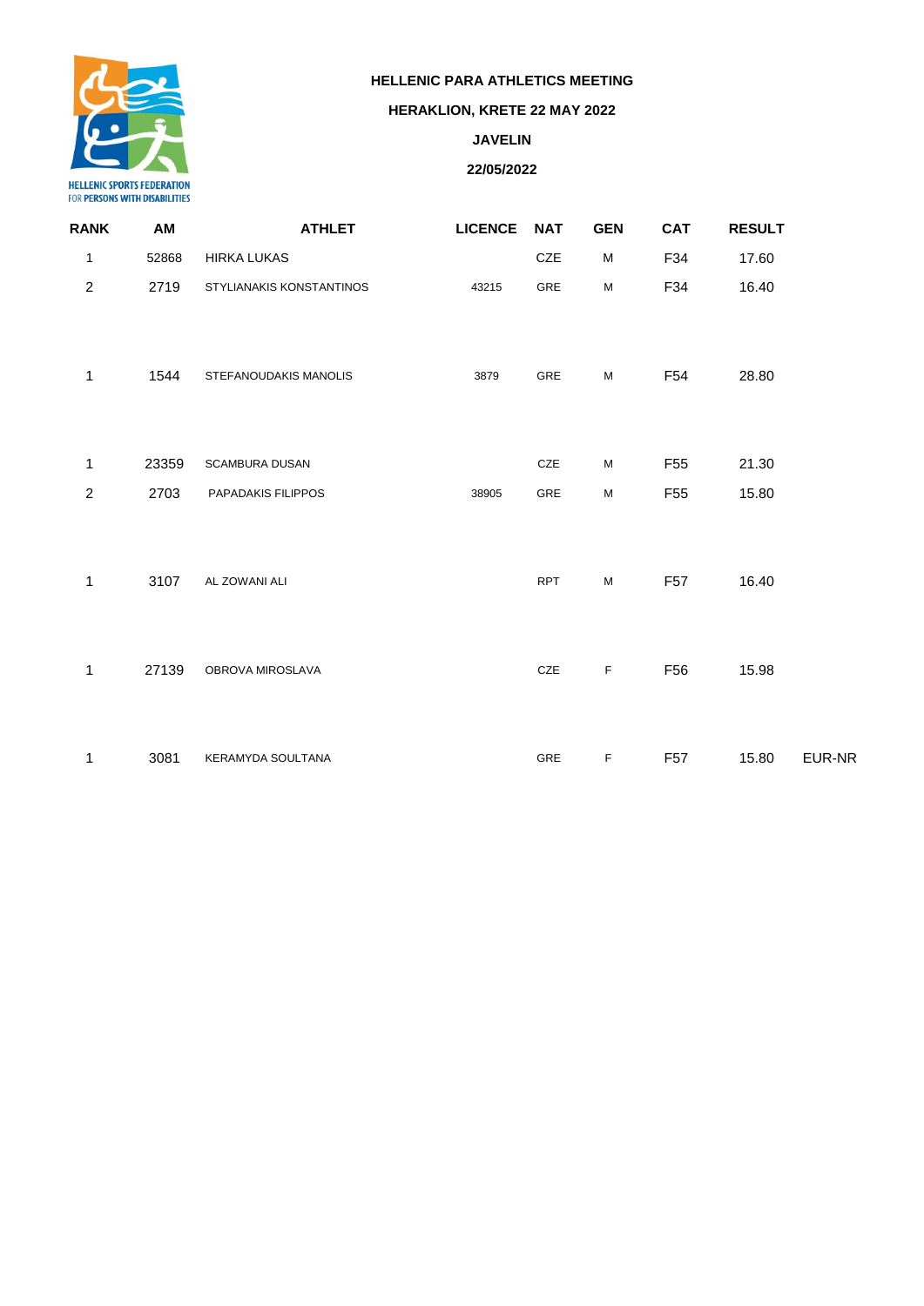HELLENIC SPORTS FEDERATION FOR PERSONS WITH DISABILITIES

**HELLENIC PARA ATHLETICS MEETING**

**HERAKLION, KRETE 22 MAY 2022**

**JAVELIN**

**22/05/2022**

| RANK | AM | ATHLET | LICENCE | NAT | GEN | CAT | RESULT | |
|---|---|---|---|---|---|---|---|---|
| 1 | 52868 | HIRKA LUKAS | | CZE | M | F34 | 17.60 | |
| 2 | 2719 | STYLIANAKIS KONSTANTINOS | 43215 | GRE | M | F34 | 16.40 | |
| | | | | | | | | |
| 1 | 1544 | STEFANOUDAKIS MANOLIS | 3879 | GRE | M | F54 | 28.80 | |
| | | | | | | | | |
| 1 | 23359 | SCAMBURA DUSAN | | CZE | M | F55 | 21.30 | |
| 2 | 2703 | PAPADAKIS FILIPPOS | 38905 | GRE | M | F55 | 15.80 | |
| | | | | | | | | |
| 1 | 3107 | AL ZOWANI ALI | | RPT | M | F57 | 16.40 | |
| | | | | | | | | |
| 1 | 27139 | OBROVA MIROSLAVA | | CZE | F | F56 | 15.98 | |
| | | | | | | | | |
| 1 | 3081 | KERAMYDA SOULTANA | | GRE | F | F57 | 15.80 | EUR-NR |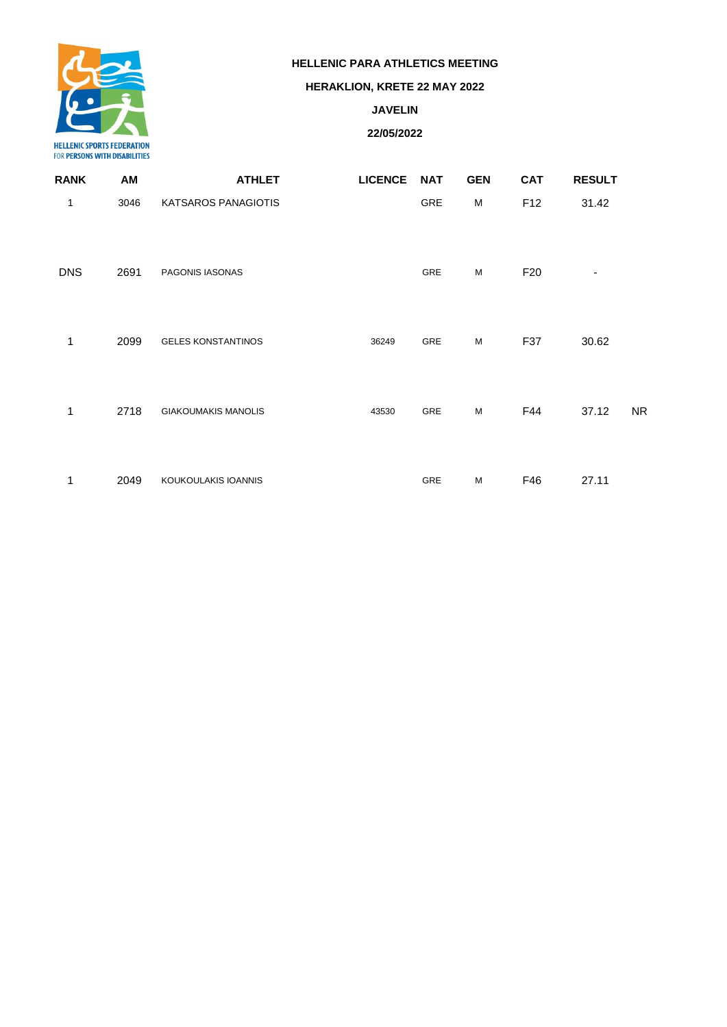HELLENIC SPORTS FEDERATION FOR PERSONS WITH DISABILITIES

**HELLENIC PARA ATHLETICS MEETING**

**HERAKLION, KRETE 22 MAY 2022**

**JAVELIN**

**22/05/2022**

| RANK | AM | ATHLET | LICENCE | NAT | GEN | CAT | RESULT | |
|---|---|---|---|---|---|---|---|---|
| 1 | 3046 | KATSAROS PANAGIOTIS | | GRE | M | F12 | 31.42 | |
| DNS | 2691 | PAGONIS IASONAS | | GRE | M | F20 | - | |
| 1 | 2099 | GELES KONSTANTINOS | 36249 | GRE | M | F37 | 30.62 | |
| 1 | 2718 | GIAKOUMAKIS MANOLIS | 43530 | GRE | M | F44 | 37.12 | NR |
| 1 | 2049 | KOUKOULAKIS IOANNIS | | GRE | M | F46 | 27.11 | |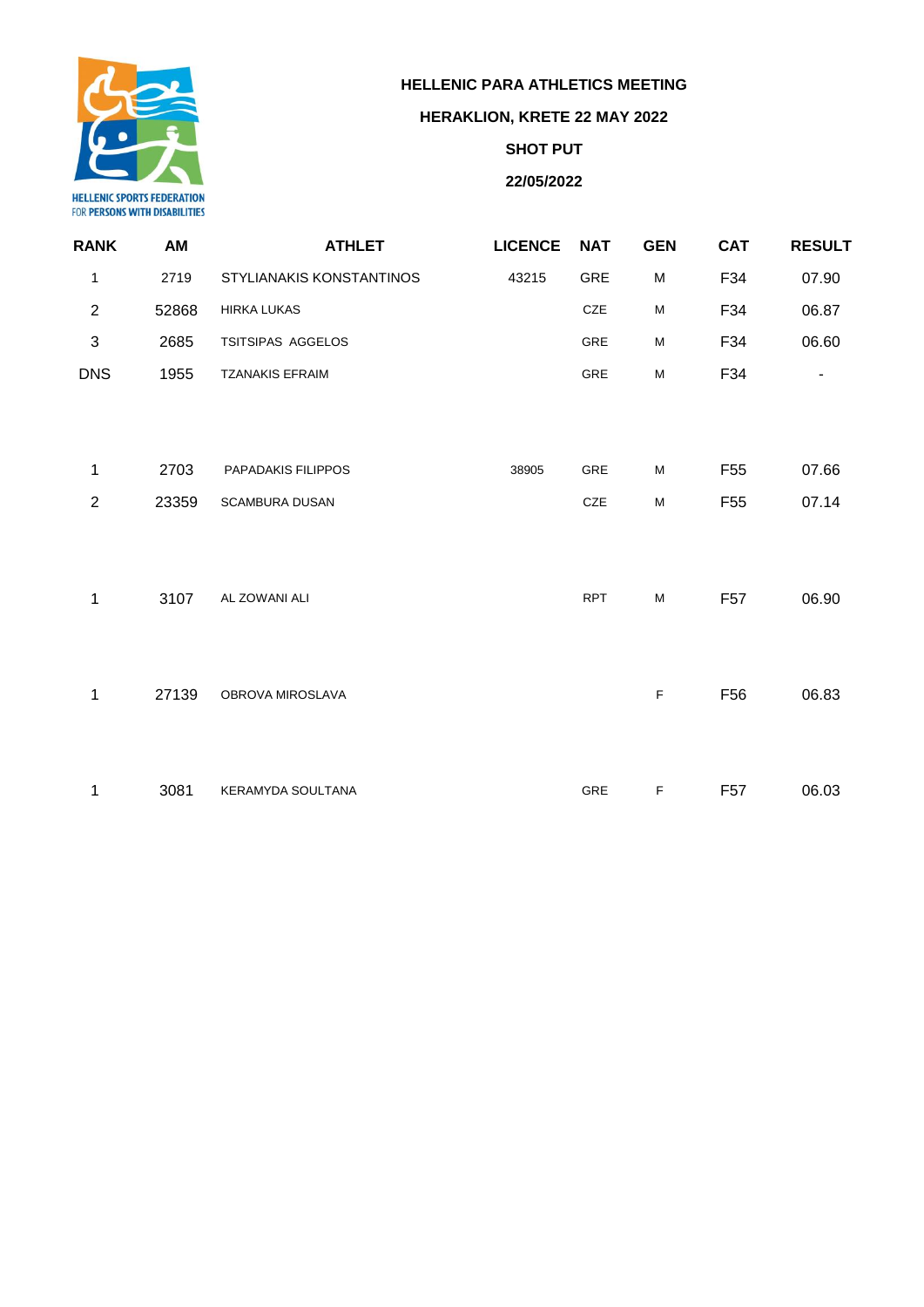HELLENIC SPORTS FEDERATION FOR PERSONS WITH DISABILITIES

**HELLENIC PARA ATHLETICS MEETING**

**HERAKLION, KRETE 22 MAY 2022**

**SHOT PUT**

**22/05/2022**

| RANK | AM | ATHLET | LICENCE | NAT | GEN | CAT | RESULT |
|---|---|---|---|---|---|---|---|
| 1 | 2719 | STYLIANAKIS KONSTANTINOS | 43215 | GRE | M | F34 | 07.90 |
| 2 | 52868 | HIRKA LUKAS | | CZE | M | F34 | 06.87 |
| 3 | 2685 | TSITSIPAS AGGELOS | | GRE | M | F34 | 06.60 |
| DNS | 1955 | TZANAKIS EFRAIM | | GRE | M | F34 | - |
| | | | | | | | |
| 1 | 2703 | PAPADAKIS FILIPPOS | 38905 | GRE | M | F55 | 07.66 |
| 2 | 23359 | SCAMBURA DUSAN | | CZE | M | F55 | 07.14 |
| | | | | | | | |
| 1 | 3107 | AL ZOWANI ALI | | RPT | M | F57 | 06.90 |
| | | | | | | | |
| 1 | 27139 | OBROVA MIROSLAVA | | | F | F56 | 06.83 |
| | | | | | | | |
| 1 | 3081 | KERAMYDA SOULTANA | | GRE | F | F57 | 06.03 |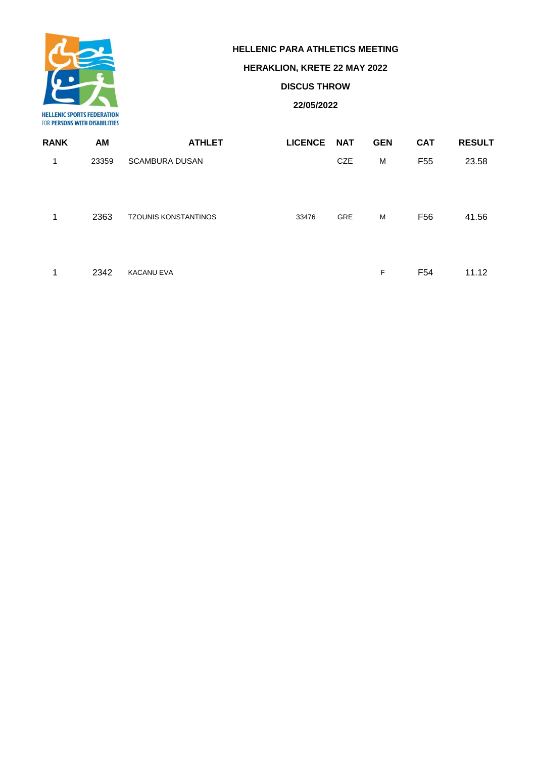HELLENIC SPORTS FEDERATION FOR PERSONS WITH DISABILITIES

**HELLENIC PARA ATHLETICS MEETING**

**HERAKLION, KRETE 22 MAY 2022**

**DISCUS THROW**

**22/05/2022**

| RANK | AM | ATHLET | LICENCE | NAT | GEN | CAT | RESULT |
|---|---|---|---|---|---|---|---|
| 1 | 23359 | SCAMBURA DUSAN | | CZE | M | F55 | 23.58 |
| 1 | 2363 | TZOUNIS KONSTANTINOS | 33476 | GRE | M | F56 | 41.56 |
| 1 | 2342 | KACANU EVA | | | F | F54 | 11.12 |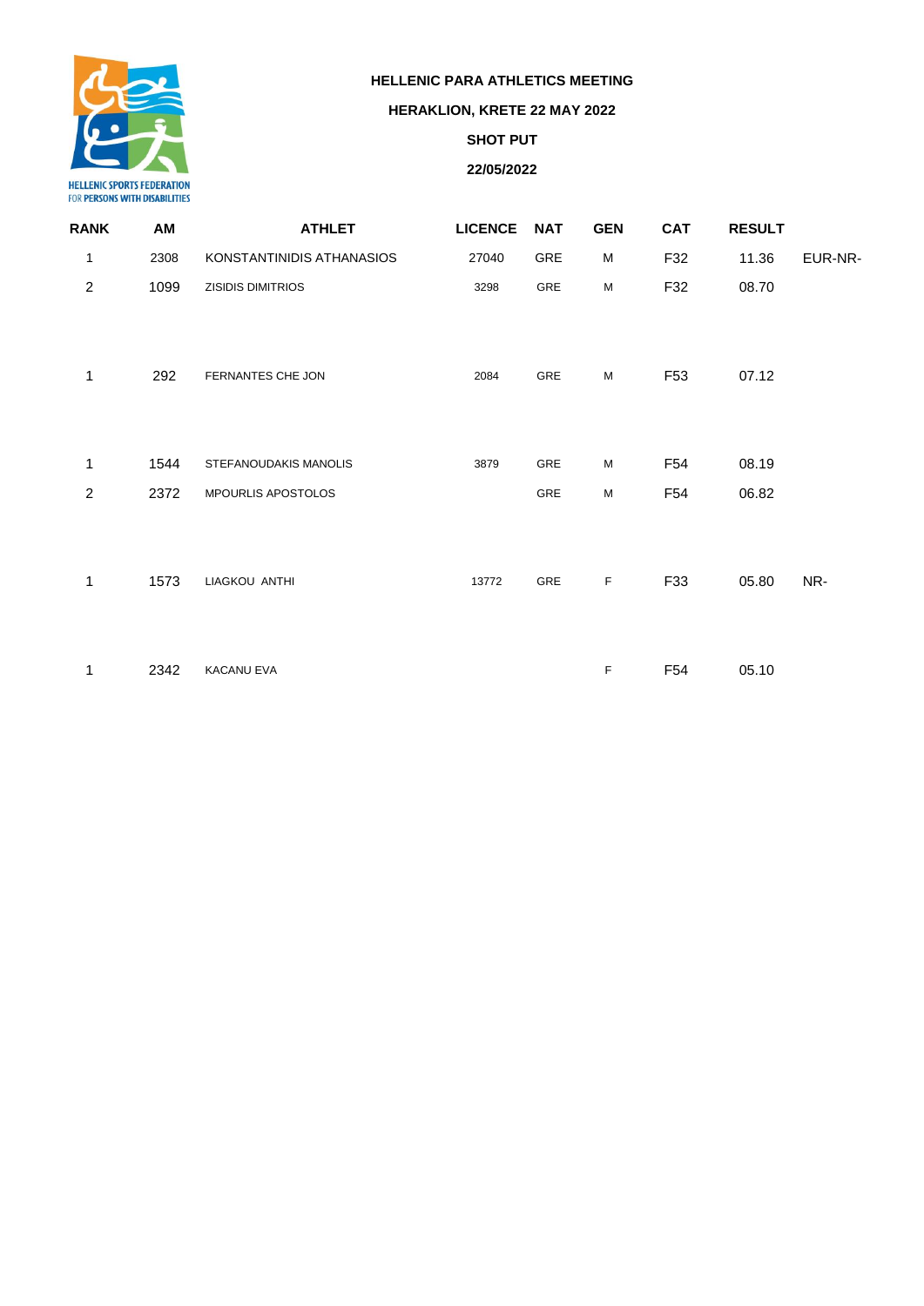HELLENIC SPORTS FEDERATION FOR PERSONS WITH DISABILITIES

**HELLENIC PARA ATHLETICS MEETING**

**HERAKLION, KRETE 22 MAY 2022**

**SHOT PUT**

**22/05/2022**

| RANK | AM | ATHLET | LICENCE | NAT | GEN | CAT | RESULT | |
|---|---|---|---|---|---|---|---|---|
| 1 | 2308 | KONSTANTINIDIS ATHANASIOS | 27040 | GRE | M | F32 | 11.36 | EUR-NR- |
| 2 | 1099 | ZISIDIS DIMITRIOS | 3298 | GRE | M | F32 | 08.70 | |
| | | | | | | | | |
| 1 | 292 | FERNANTES CHE JON | 2084 | GRE | M | F53 | 07.12 | |
| | | | | | | | | |
| 1 | 1544 | STEFANOUDAKIS MANOLIS | 3879 | GRE | M | F54 | 08.19 | |
| 2 | 2372 | MPOURLIS APOSTOLOS | | GRE | M | F54 | 06.82 | |
| | | | | | | | | |
| 1 | 1573 | LIAGKOU ANTHI | 13772 | GRE | F | F33 | 05.80 | NR- |
| | | | | | | | | |
| 1 | 2342 | KACANU EVA | | | F | F54 | 05.10 | |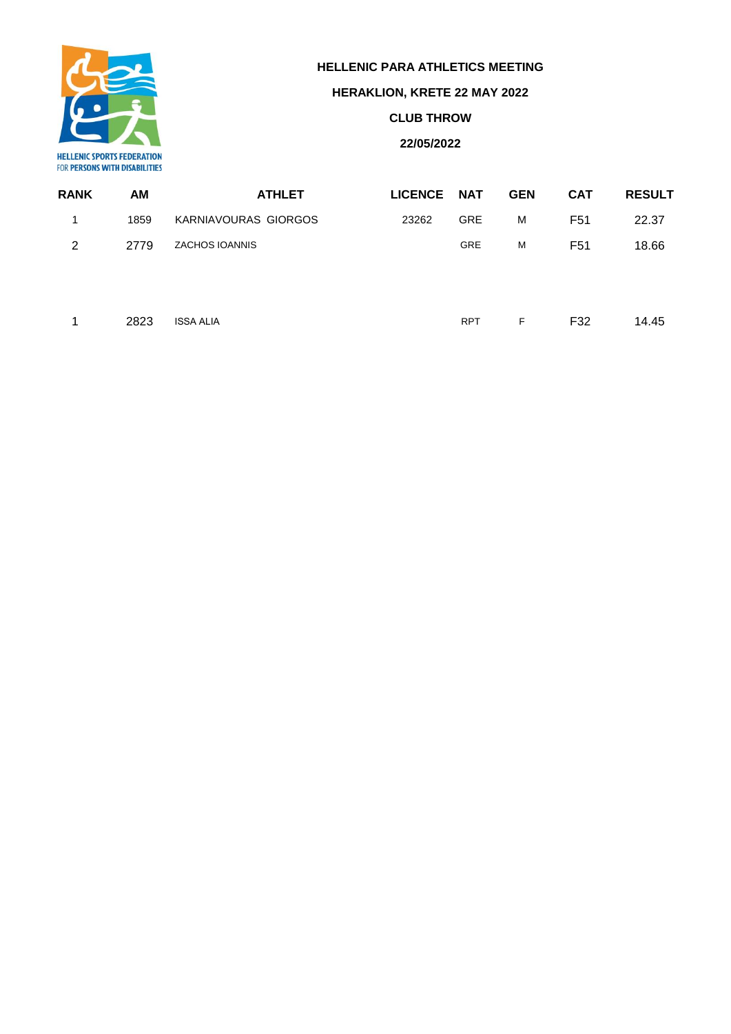HELLENIC SPORTS FEDERATION FOR PERSONS WITH DISABILITIES

**HELLENIC PARA ATHLETICS MEETING**

**HERAKLION, KRETE 22 MAY 2022**

**CLUB THROW**

**22/05/2022**

| RANK | AM | ATHLET | LICENCE | NAT | GEN | CAT | RESULT |
|---|---|---|---|---|---|---|---|
| 1 | 1859 | KARNIAVOURAS GIORGOS | 23262 | GRE | M | F51 | 22.37 |
| 2 | 2779 | ZACHOS IOANNIS | | GRE | M | F51 | 18.66 |
| | | | | | | | |
| 1 | 2823 | ISSA ALIA | | RPT | F | F32 | 14.45 |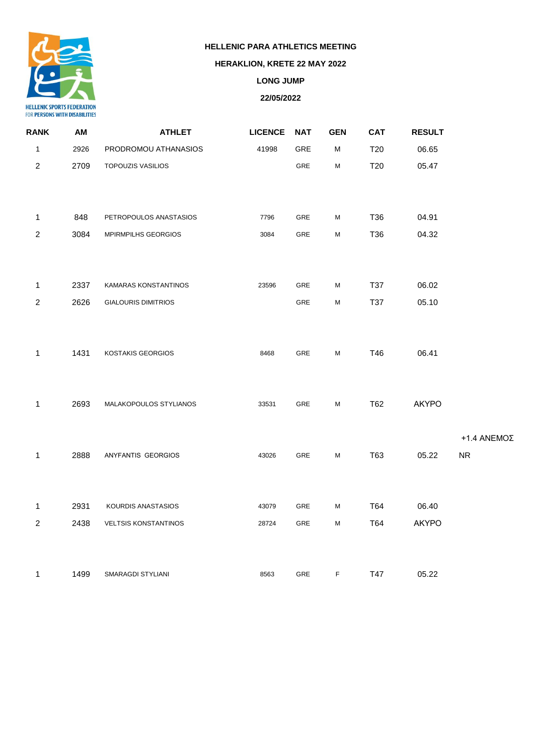HELLENIC SPORTS FEDERATION FOR PERSONS WITH DISABILITIES

**HELLENIC PARA ATHLETICS MEETING**

**HERAKLION, KRETE 22 MAY 2022**

**LONG JUMP**

**22/05/2022**

| RANK | AM | ATHLET | LICENCE | NAT | GEN | CAT | RESULT | |
|---|---|---|---|---|---|---|---|---|
| 1 | 2926 | PRODROMOU ATHANASIOS | 41998 | GRE | M | T20 | 06.65 | |
| 2 | 2709 | TOPOUZIS VASILIOS | | GRE | M | T20 | 05.47 | |
| | | | | | | | | |
| 1 | 848 | PETROPOULOS ANASTASIOS | 7796 | GRE | M | T36 | 04.91 | |
| 2 | 3084 | MPIRMPILHS GEORGIOS | 3084 | GRE | M | T36 | 04.32 | |
| | | | | | | | | |
| 1 | 2337 | KAMARAS KONSTANTINOS | 23596 | GRE | M | T37 | 06.02 | |
| 2 | 2626 | GIALOURIS DIMITRIOS | | GRE | M | T37 | 05.10 | |
| | | | | | | | | |
| 1 | 1431 | KOSTAKIS GEORGIOS | 8468 | GRE | M | T46 | 06.41 | |
| | | | | | | | | |
| 1 | 2693 | MALAKOPOULOS STYLIANOS | 33531 | GRE | M | T62 | ΑΚΥΡΟ | |
| | | | | | | | | +1.4 ΑΝΕΜΟΣ |
| 1 | 2888 | ANYFANTIS GEORGIOS | 43026 | GRE | M | T63 | 05.22 | NR |
| | | | | | | | | |
| 1 | 2931 | KOURDIS ANASTASIOS | 43079 | GRE | M | T64 | 06.40 | |
| 2 | 2438 | VELTSIS KONSTANTINOS | 28724 | GRE | M | T64 | ΑΚΥΡΟ | |
| | | | | | | | | |
| 1 | 1499 | SMARAGDI STYLIANI | 8563 | GRE | F | T47 | 05.22 | |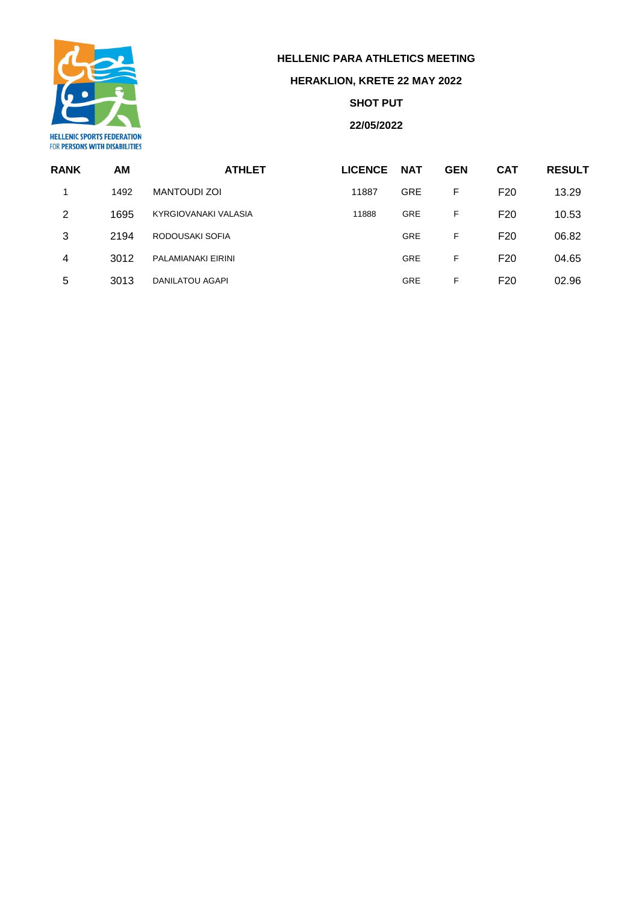HELLENIC SPORTS FEDERATION FOR PERSONS WITH DISABILITIES

**HELLENIC PARA ATHLETICS MEETING**

**HERAKLION, KRETE 22 MAY 2022**

**SHOT PUT**

**22/05/2022**

| RANK | AM | ATHLET | LICENCE | NAT | GEN | CAT | RESULT |
|---|---|---|---|---|---|---|---|
| 1 | 1492 | MANTOUDI ZOI | 11887 | GRE | F | F20 | 13.29 |
| 2 | 1695 | KYRGIOVANAKI VALASIA | 11888 | GRE | F | F20 | 10.53 |
| 3 | 2194 | RODOUSAKI SOFIA | | GRE | F | F20 | 06.82 |
| 4 | 3012 | PALAMIANAKI EIRINI | | GRE | F | F20 | 04.65 |
| 5 | 3013 | DANILATOU AGAPI | | GRE | F | F20 | 02.96 |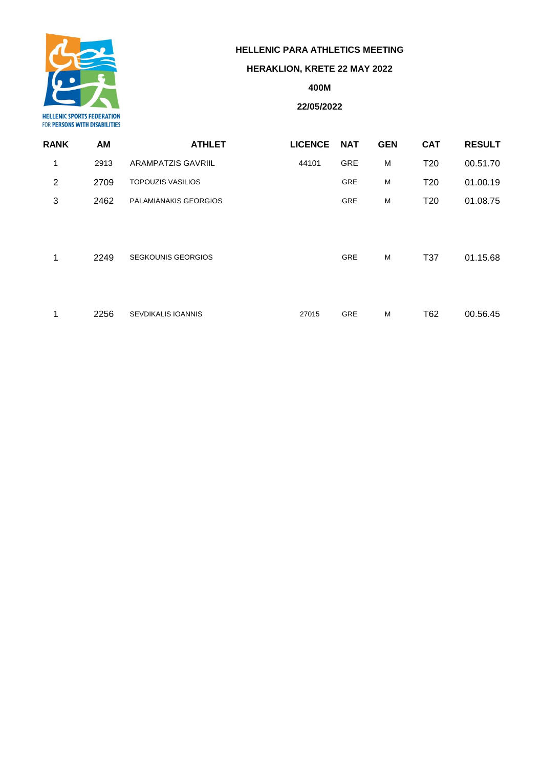HELLENIC SPORTS FEDERATION FOR PERSONS WITH DISABILITIES

# HELLENIC PARA ATHLETICS MEETING

## HERAKLION, KRETE 22 MAY 2022

## 400M

## 22/05/2022

| RANK | AM | ATHLET | LICENCE | NAT | GEN | CAT | RESULT |
|---|---|---|---|---|---|---|---|
| 1 | 2913 | ARAMPATZIS GAVRIIL | 44101 | GRE | M | T20 | 00.51.70 |
| 2 | 2709 | TOPOUZIS VASILIOS | | GRE | M | T20 | 01.00.19 |
| 3 | 2462 | PALAMIANAKIS GEORGIOS | | GRE | M | T20 | 01.08.75 |
| | | | | | | | |
| 1 | 2249 | SEGKOUNIS GEORGIOS | | GRE | M | T37 | 01.15.68 |
| | | | | | | | |
| 1 | 2256 | SEVDIKALIS IOANNIS | 27015 | GRE | M | T62 | 00.56.45 |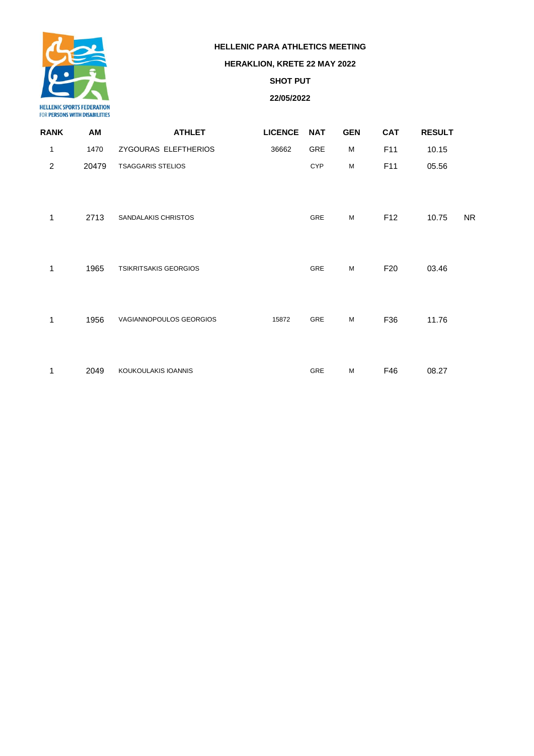**HELLENIC SPORTS FEDERATION FOR PERSONS WITH DISABILITIES**

**HELLENIC PARA ATHLETICS MEETING**

**HERAKLION, KRETE 22 MAY 2022**

**SHOT PUT**

**22/05/2022**

| RANK | AM | ATHLET | LICENCE | NAT | GEN | CAT | RESULT | |
|---|---|---|---|---|---|---|---|---|
| 1 | 1470 | ZYGOURAS ELEFTHERIOS | 36662 | GRE | M | F11 | 10.15 | |
| 2 | 20479 | TSAGGARIS STELIOS | | CYP | M | F11 | 05.56 | |
| 1 | 2713 | SANDALAKIS CHRISTOS | | GRE | M | F12 | 10.75 | NR |
| 1 | 1965 | TSIKRITSAKIS GEORGIOS | | GRE | M | F20 | 03.46 | |
| 1 | 1956 | VAGIANNOPOULOS GEORGIOS | 15872 | GRE | M | F36 | 11.76 | |
| 1 | 2049 | KOUKOULAKIS IOANNIS | | GRE | M | F46 | 08.27 | |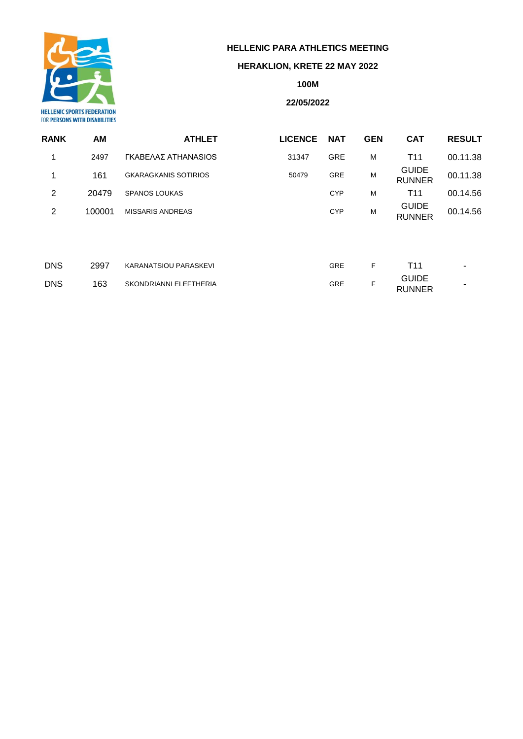HELLENIC SPORTS FEDERATION FOR PERSONS WITH DISABILITIES

**HELLENIC PARA ATHLETICS MEETING**

**HERAKLION, KRETE 22 MAY 2022**

**100M**

**22/05/2022**

| RANK | AM | ATHLET | LICENCE | NAT | GEN | CAT | RESULT |
|---|---|---|---|---|---|---|---|
| 1 | 2497 | ΓΚΑΒΕΛΑΣ ATHANASIOS | 31347 | GRE | M | T11 | 00.11.38 |
| 1 | 161 | GKARAGKANIS SOTIRIOS | 50479 | GRE | M | GUIDE RUNNER | 00.11.38 |
| 2 | 20479 | SPANOS LOUKAS | | CYP | M | T11 | 00.14.56 |
| 2 | 100001 | MISSARIS ANDREAS | | CYP | M | GUIDE RUNNER | 00.14.56 |
| DNS | 2997 | KARANATSIOU PARASKEVI | | GRE | F | T11 | - |
| DNS | 163 | SKONDRIANNI ELEFTHERIA | | GRE | F | GUIDE RUNNER | - |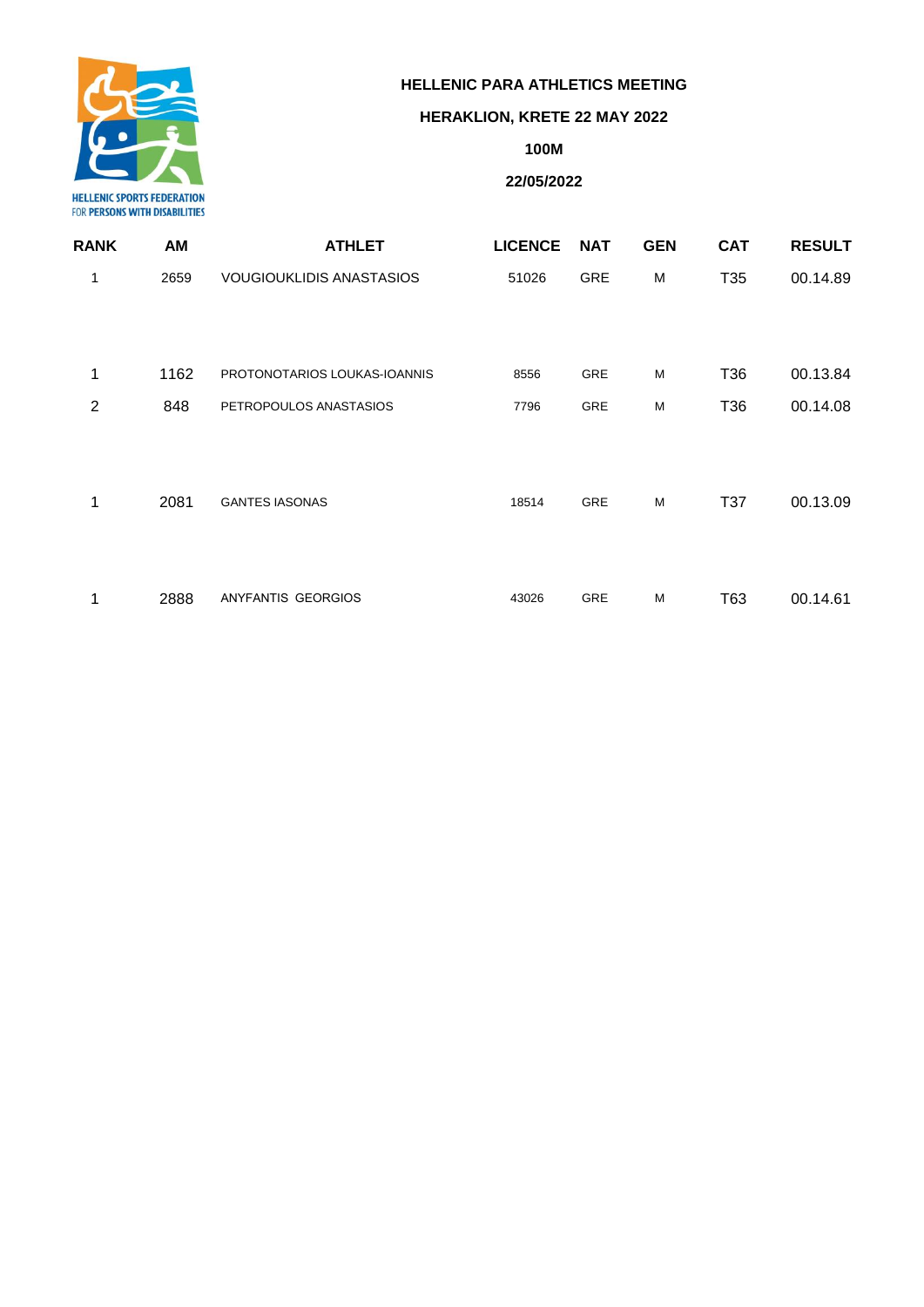**HELLENIC PARA ATHLETICS MEETING**

**HERAKLION, KRETE 22 MAY 2022**

**100M**

**22/05/2022**

| RANK | AM | ATHLET | LICENCE | NAT | GEN | CAT | RESULT |
|---|---|---|---|---|---|---|---|
| 1 | 2659 | VOUGIOUKLIDIS ANASTASIOS | 51026 | GRE | M | T35 | 00.14.89 |
| 1 | 1162 | PROTONOTARIOS LOUKAS-IOANNIS | 8556 | GRE | M | T36 | 00.13.84 |
| 2 | 848 | PETROPOULOS ANASTASIOS | 7796 | GRE | M | T36 | 00.14.08 |
| 1 | 2081 | GANTES IASONAS | 18514 | GRE | M | T37 | 00.13.09 |
| 1 | 2888 | ANYFANTIS GEORGIOS | 43026 | GRE | M | T63 | 00.14.61 |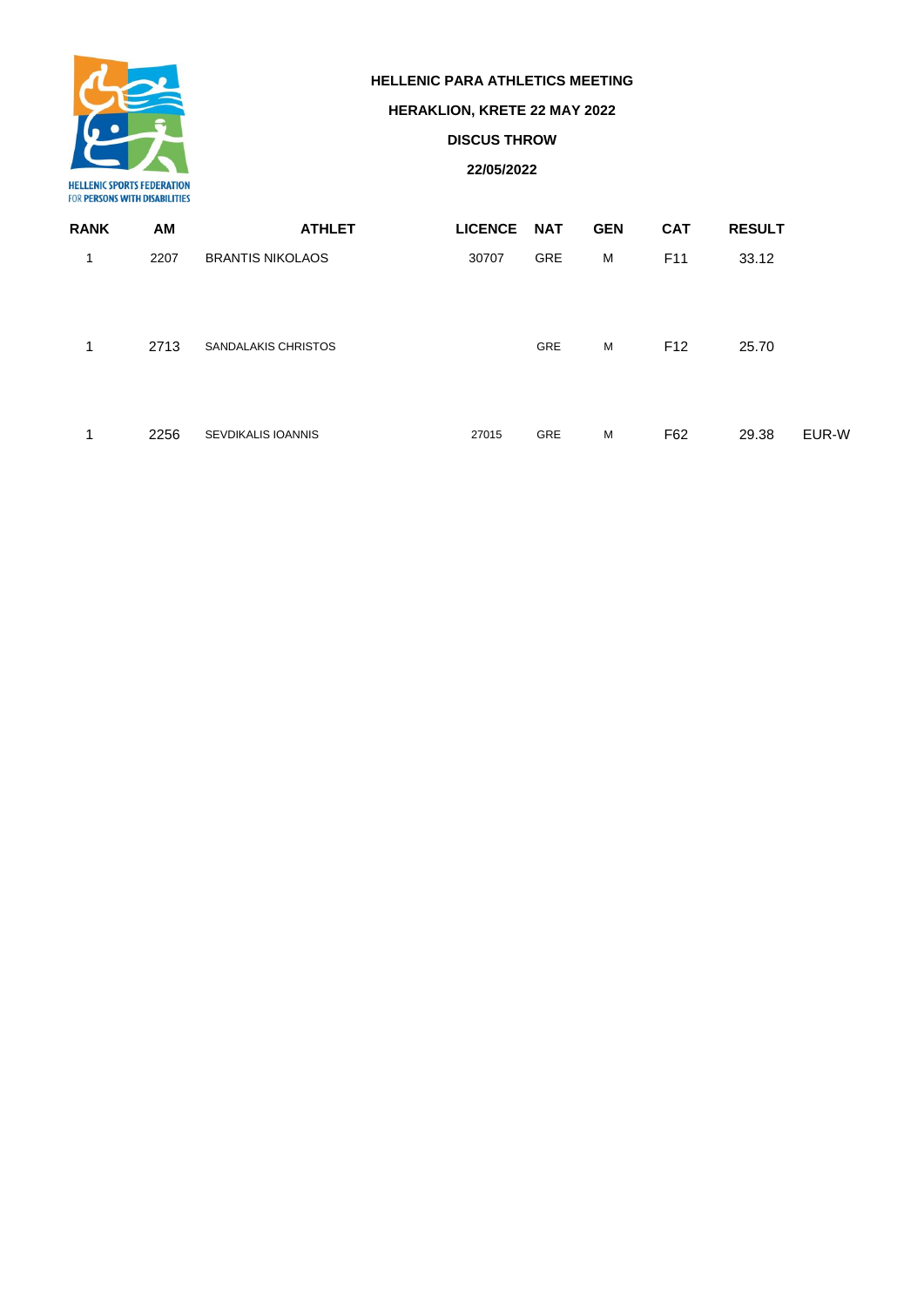HELLENIC SPORTS FEDERATION FOR PERSONS WITH DISABILITIES

**HELLENIC PARA ATHLETICS MEETING**

**HERAKLION, KRETE 22 MAY 2022**

**DISCUS THROW**

**22/05/2022**

| RANK | AM | ATHLET | LICENCE | NAT | GEN | CAT | RESULT | |
|---|---|---|---|---|---|---|---|---|
| 1 | 2207 | BRANTIS NIKOLAOS | 30707 | GRE | M | F11 | 33.12 | |
| 1 | 2713 | SANDALAKIS CHRISTOS | | GRE | M | F12 | 25.70 | |
| 1 | 2256 | SEVDIKALIS IOANNIS | 27015 | GRE | M | F62 | 29.38 | EUR-W |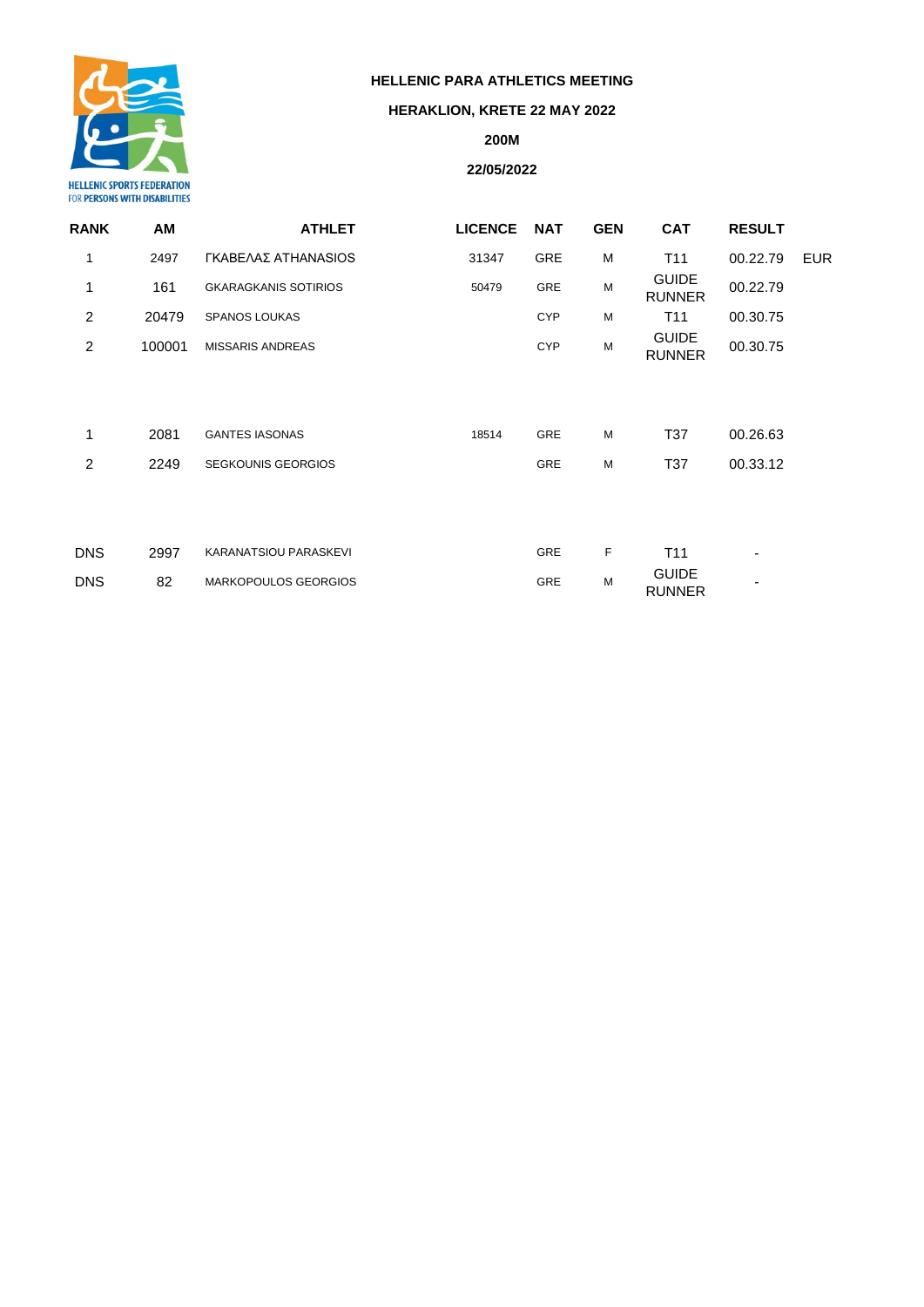HELLENIC SPORTS FEDERATION FOR PERSONS WITH DISABILITIES

**HELLENIC PARA ATHLETICS MEETING**

**HERAKLION, KRETE 22 MAY 2022**

**200M**

**22/05/2022**

| RANK | AM | ATHLET | LICENCE | NAT | GEN | CAT | RESULT | |
|---|---|---|---|---|---|---|---|---|
| 1 | 2497 | ΓΚΑΒΕΛΑΣ ATHANASIOS | 31347 | GRE | M | T11 | 00.22.79 | EUR |
| 1 | 161 | GKARAGKANIS SOTIRIOS | 50479 | GRE | M | GUIDE RUNNER | 00.22.79 | |
| 2 | 20479 | SPANOS LOUKAS | | CYP | M | T11 | 00.30.75 | |
| 2 | 100001 | MISSARIS ANDREAS | | CYP | M | GUIDE RUNNER | 00.30.75 | |
| | | | | | | | | |
| 1 | 2081 | GANTES IASONAS | 18514 | GRE | M | T37 | 00.26.63 | |
| 2 | 2249 | SEGKOUNIS GEORGIOS | | GRE | M | T37 | 00.33.12 | |
| | | | | | | | | |
| DNS | 2997 | KARANATSIOU PARASKEVI | | GRE | F | T11 | - | |
| DNS | 82 | MARKOPOULOS GEORGIOS | | GRE | M | GUIDE RUNNER | - | |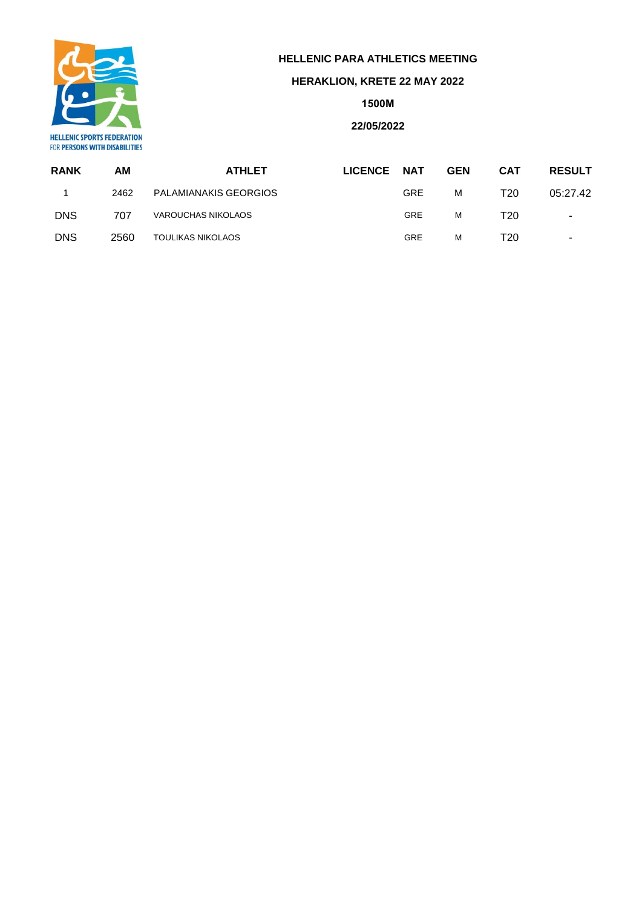HELLENIC SPORTS FEDERATION FOR PERSONS WITH DISABILITIES

**HELLENIC PARA ATHLETICS MEETING**

**HERAKLION, KRETE 22 MAY 2022**

**1500M**

**22/05/2022**

| RANK | AM | ATHLET | LICENCE | NAT | GEN | CAT | RESULT |
|---|---|---|---|---|---|---|---|
| 1 | 2462 | PALAMIANAKIS GEORGIOS | | GRE | M | T20 | 05:27.42 |
| DNS | 707 | VAROUCHAS NIKOLAOS | | GRE | M | T20 | - |
| DNS | 2560 | TOULIKAS NIKOLAOS | | GRE | M | T20 | - |